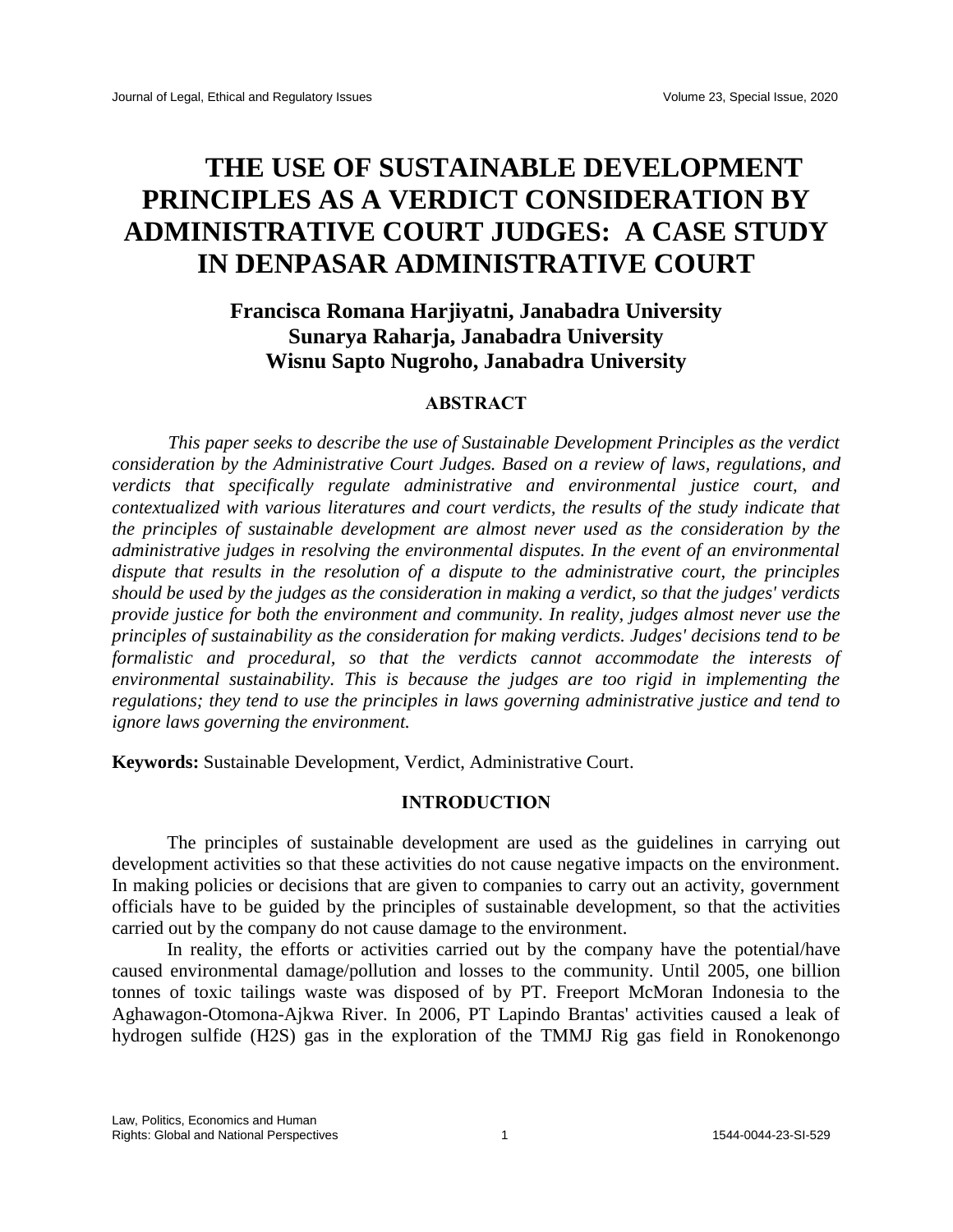# THE USE OF SUSTAINABLE DEVELOPMENT PRINCIPLES AS A VERDICT CONSIDERATION BY ADMINISTRATIVE COURT JUDGES: A CASE STUDY IN DENPASAR ADMINISTRATIVE COURT

**Francisca Romana Harjiyatni, Janabadra University**
**Sunarya Raharja, Janabadra University**
**Wisnu Sapto Nugroho, Janabadra University**

## ABSTRACT

*This paper seeks to describe the use of Sustainable Development Principles as the verdict consideration by the Administrative Court Judges. Based on a review of laws, regulations, and verdicts that specifically regulate administrative and environmental justice court, and contextualized with various literatures and court verdicts, the results of the study indicate that the principles of sustainable development are almost never used as the consideration by the administrative judges in resolving the environmental disputes. In the event of an environmental dispute that results in the resolution of a dispute to the administrative court, the principles should be used by the judges as the consideration in making a verdict, so that the judges' verdicts provide justice for both the environment and community. In reality, judges almost never use the principles of sustainability as the consideration for making verdicts. Judges' decisions tend to be formalistic and procedural, so that the verdicts cannot accommodate the interests of environmental sustainability. This is because the judges are too rigid in implementing the regulations; they tend to use the principles in laws governing administrative justice and tend to ignore laws governing the environment.*

**Keywords:** Sustainable Development, Verdict, Administrative Court.

## INTRODUCTION

The principles of sustainable development are used as the guidelines in carrying out development activities so that these activities do not cause negative impacts on the environment. In making policies or decisions that are given to companies to carry out an activity, government officials have to be guided by the principles of sustainable development, so that the activities carried out by the company do not cause damage to the environment.

In reality, the efforts or activities carried out by the company have the potential/have caused environmental damage/pollution and losses to the community. Until 2005, one billion tonnes of toxic tailings waste was disposed of by PT. Freeport McMoran Indonesia to the Aghawagon-Otomona-Ajkwa River. In 2006, PT Lapindo Brantas' activities caused a leak of hydrogen sulfide ($H_2S$) gas in the exploration of the TMMJ Rig gas field in Ronokenongo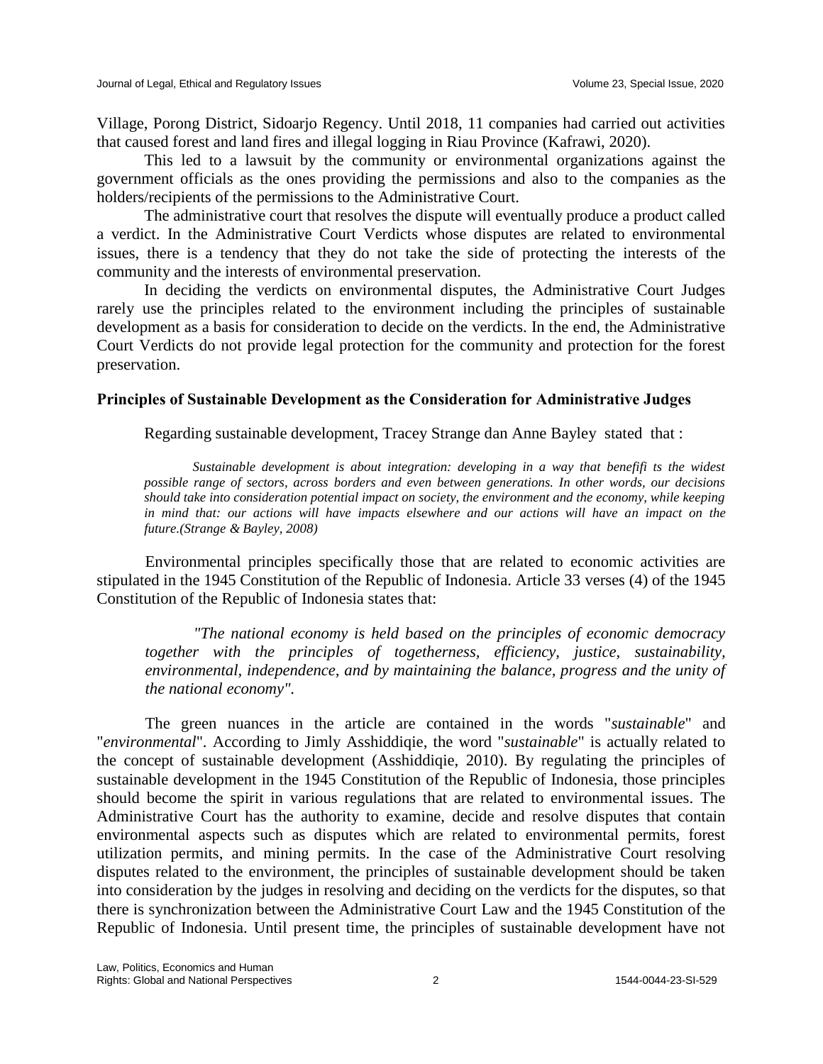Village, Porong District, Sidoarjo Regency. Until 2018, 11 companies had carried out activities that caused forest and land fires and illegal logging in Riau Province (Kafrawi, 2020).

This led to a lawsuit by the community or environmental organizations against the government officials as the ones providing the permissions and also to the companies as the holders/recipients of the permissions to the Administrative Court.

The administrative court that resolves the dispute will eventually produce a product called a verdict. In the Administrative Court Verdicts whose disputes are related to environmental issues, there is a tendency that they do not take the side of protecting the interests of the community and the interests of environmental preservation.

In deciding the verdicts on environmental disputes, the Administrative Court Judges rarely use the principles related to the environment including the principles of sustainable development as a basis for consideration to decide on the verdicts. In the end, the Administrative Court Verdicts do not provide legal protection for the community and protection for the forest preservation.

## Principles of Sustainable Development as the Consideration for Administrative Judges

Regarding sustainable development, Tracey Strange dan Anne Bayley stated that :

> *Sustainable development is about integration: developing in a way that benefifi ts the widest possible range of sectors, across borders and even between generations. In other words, our decisions should take into consideration potential impact on society, the environment and the economy, while keeping in mind that: our actions will have impacts elsewhere and our actions will have an impact on the future.(Strange & Bayley, 2008)*

Environmental principles specifically those that are related to economic activities are stipulated in the 1945 Constitution of the Republic of Indonesia. Article 33 verses (4) of the 1945 Constitution of the Republic of Indonesia states that:

> *"The national economy is held based on the principles of economic democracy together with the principles of togetherness, efficiency, justice, sustainability, environmental, independence, and by maintaining the balance, progress and the unity of the national economy".*

The green nuances in the article are contained in the words "*sustainable*" and "*environmental*". According to Jimly Asshiddiqie, the word "*sustainable*" is actually related to the concept of sustainable development (Asshiddiqie, 2010). By regulating the principles of sustainable development in the 1945 Constitution of the Republic of Indonesia, those principles should become the spirit in various regulations that are related to environmental issues. The Administrative Court has the authority to examine, decide and resolve disputes that contain environmental aspects such as disputes which are related to environmental permits, forest utilization permits, and mining permits. In the case of the Administrative Court resolving disputes related to the environment, the principles of sustainable development should be taken into consideration by the judges in resolving and deciding on the verdicts for the disputes, so that there is synchronization between the Administrative Court Law and the 1945 Constitution of the Republic of Indonesia. Until present time, the principles of sustainable development have not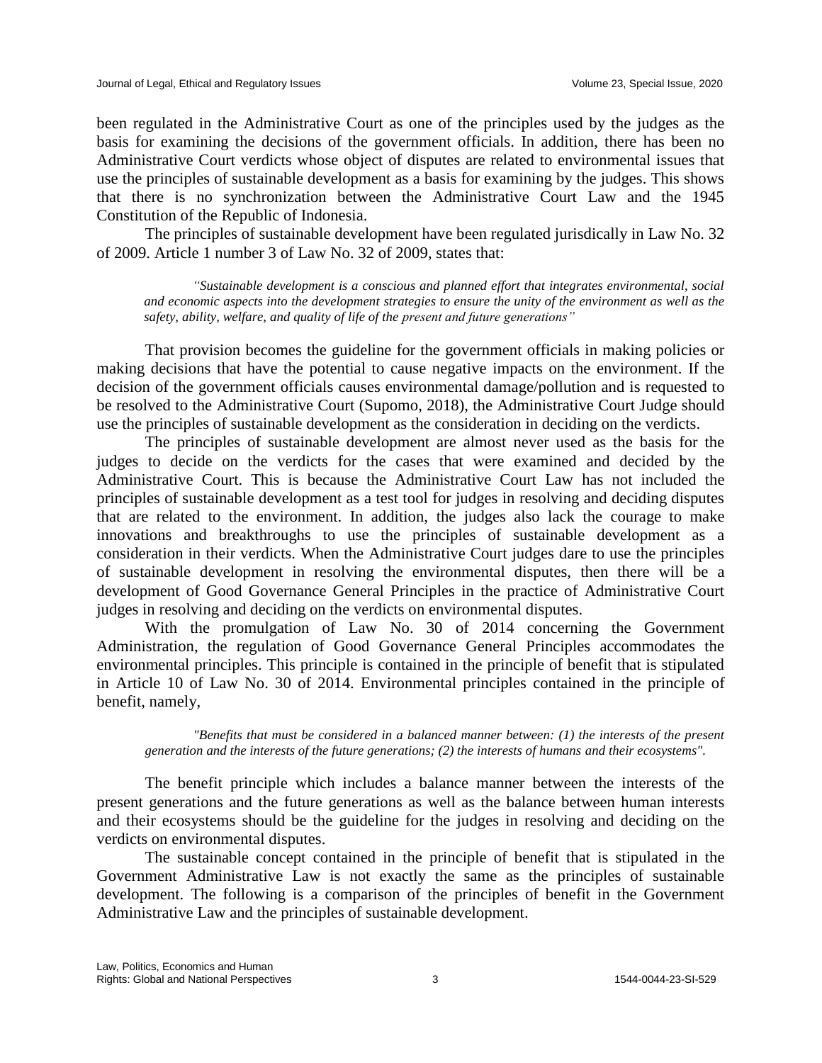been regulated in the Administrative Court as one of the principles used by the judges as the basis for examining the decisions of the government officials. In addition, there has been no Administrative Court verdicts whose object of disputes are related to environmental issues that use the principles of sustainable development as a basis for examining by the judges. This shows that there is no synchronization between the Administrative Court Law and the 1945 Constitution of the Republic of Indonesia.

The principles of sustainable development have been regulated jurisdically in Law No. 32 of 2009. Article 1 number 3 of Law No. 32 of 2009, states that:

> *"Sustainable development is a conscious and planned effort that integrates environmental, social and economic aspects into the development strategies to ensure the unity of the environment as well as the safety, ability, welfare, and quality of life of the present and future generations"*

That provision becomes the guideline for the government officials in making policies or making decisions that have the potential to cause negative impacts on the environment. If the decision of the government officials causes environmental damage/pollution and is requested to be resolved to the Administrative Court (Supomo, 2018), the Administrative Court Judge should use the principles of sustainable development as the consideration in deciding on the verdicts.

The principles of sustainable development are almost never used as the basis for the judges to decide on the verdicts for the cases that were examined and decided by the Administrative Court. This is because the Administrative Court Law has not included the principles of sustainable development as a test tool for judges in resolving and deciding disputes that are related to the environment. In addition, the judges also lack the courage to make innovations and breakthroughs to use the principles of sustainable development as a consideration in their verdicts. When the Administrative Court judges dare to use the principles of sustainable development in resolving the environmental disputes, then there will be a development of Good Governance General Principles in the practice of Administrative Court judges in resolving and deciding on the verdicts on environmental disputes.

With the promulgation of Law No. 30 of 2014 concerning the Government Administration, the regulation of Good Governance General Principles accommodates the environmental principles. This principle is contained in the principle of benefit that is stipulated in Article 10 of Law No. 30 of 2014. Environmental principles contained in the principle of benefit, namely,

> *"Benefits that must be considered in a balanced manner between: (1) the interests of the present generation and the interests of the future generations; (2) the interests of humans and their ecosystems".*

The benefit principle which includes a balance manner between the interests of the present generations and the future generations as well as the balance between human interests and their ecosystems should be the guideline for the judges in resolving and deciding on the verdicts on environmental disputes.

The sustainable concept contained in the principle of benefit that is stipulated in the Government Administrative Law is not exactly the same as the principles of sustainable development. The following is a comparison of the principles of benefit in the Government Administrative Law and the principles of sustainable development.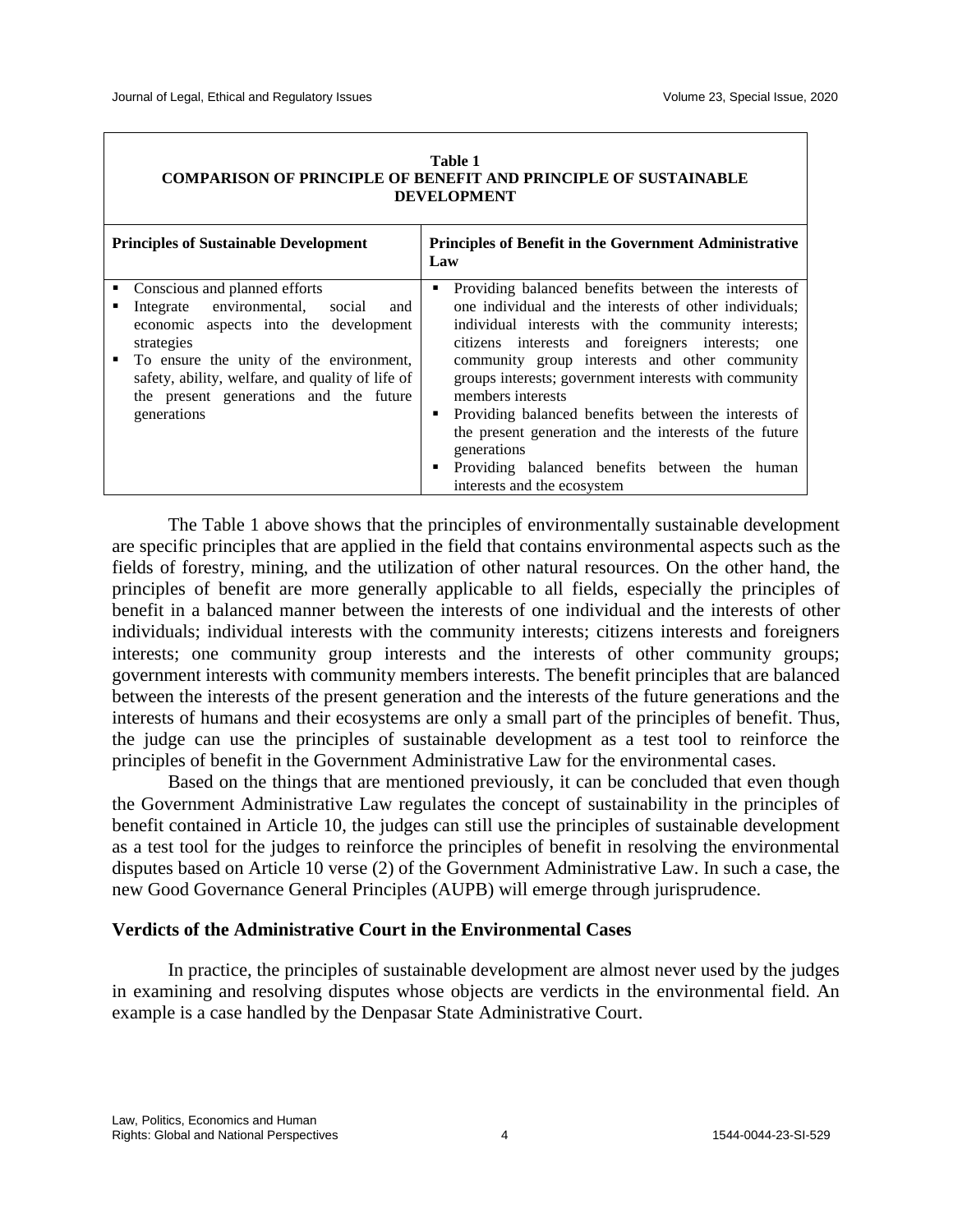**Table 1**
**COMPARISON OF PRINCIPLE OF BENEFIT AND PRINCIPLE OF SUSTAINABLE DEVELOPMENT**

| Principles of Sustainable Development | Principles of Benefit in the Government Administrative Law |
|---|---|
| ▪ Conscious and planned efforts<br>▪ Integrate environmental, social and economic aspects into the development strategies<br>▪ To ensure the unity of the environment, safety, ability, welfare, and quality of life of the present generations and the future generations | ▪ Providing balanced benefits between the interests of one individual and the interests of other individuals; individual interests with the community interests; citizens interests and foreigners interests; one community group interests and other community groups interests; government interests with community members interests<br>▪ Providing balanced benefits between the interests of the present generation and the interests of the future generations<br>▪ Providing balanced benefits between the human interests and the ecosystem |

The Table 1 above shows that the principles of environmentally sustainable development are specific principles that are applied in the field that contains environmental aspects such as the fields of forestry, mining, and the utilization of other natural resources. On the other hand, the principles of benefit are more generally applicable to all fields, especially the principles of benefit in a balanced manner between the interests of one individual and the interests of other individuals; individual interests with the community interests; citizens interests and foreigners interests; one community group interests and the interests of other community groups; government interests with community members interests. The benefit principles that are balanced between the interests of the present generation and the interests of the future generations and the interests of humans and their ecosystems are only a small part of the principles of benefit. Thus, the judge can use the principles of sustainable development as a test tool to reinforce the principles of benefit in the Government Administrative Law for the environmental cases.

Based on the things that are mentioned previously, it can be concluded that even though the Government Administrative Law regulates the concept of sustainability in the principles of benefit contained in Article 10, the judges can still use the principles of sustainable development as a test tool for the judges to reinforce the principles of benefit in resolving the environmental disputes based on Article 10 verse (2) of the Government Administrative Law. In such a case, the new Good Governance General Principles (AUPB) will emerge through jurisprudence.

### Verdicts of the Administrative Court in the Environmental Cases

In practice, the principles of sustainable development are almost never used by the judges in examining and resolving disputes whose objects are verdicts in the environmental field. An example is a case handled by the Denpasar State Administrative Court.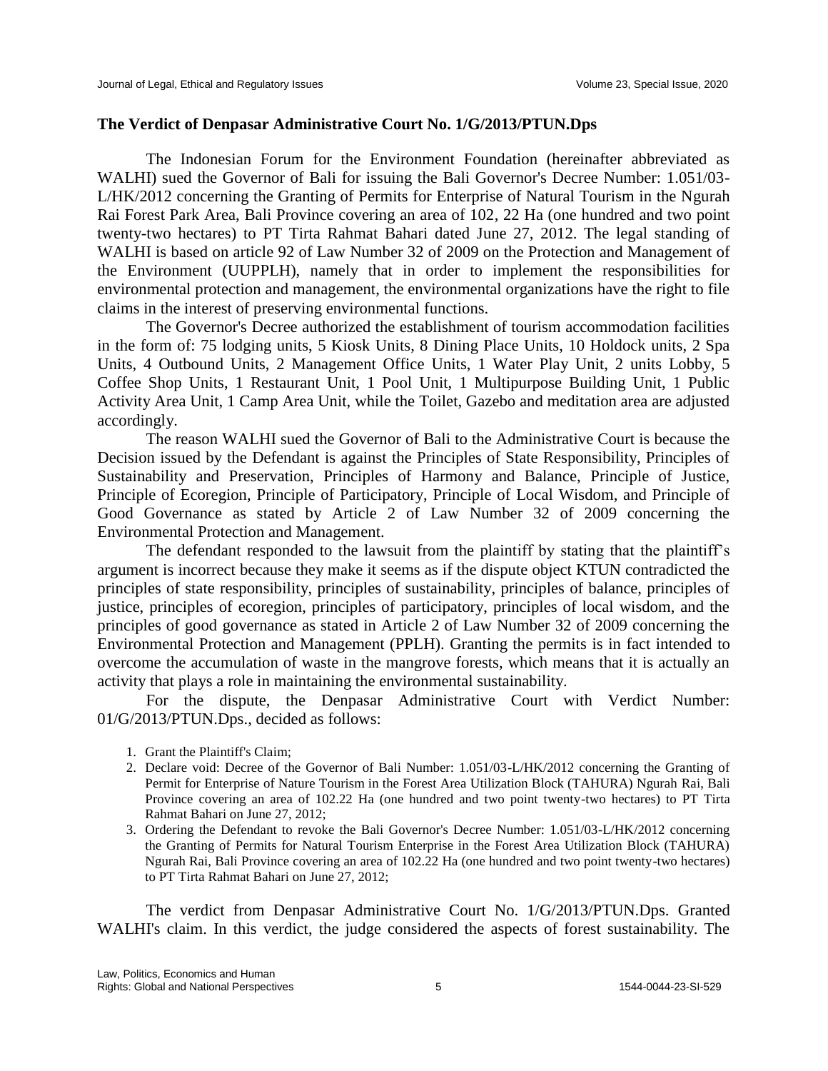**The Verdict of Denpasar Administrative Court No. 1/G/2013/PTUN.Dps**

The Indonesian Forum for the Environment Foundation (hereinafter abbreviated as WALHI) sued the Governor of Bali for issuing the Bali Governor's Decree Number: 1.051/03-L/HK/2012 concerning the Granting of Permits for Enterprise of Natural Tourism in the Ngurah Rai Forest Park Area, Bali Province covering an area of 102, 22 Ha (one hundred and two point twenty-two hectares) to PT Tirta Rahmat Bahari dated June 27, 2012. The legal standing of WALHI is based on article 92 of Law Number 32 of 2009 on the Protection and Management of the Environment (UUPPLH), namely that in order to implement the responsibilities for environmental protection and management, the environmental organizations have the right to file claims in the interest of preserving environmental functions.

The Governor's Decree authorized the establishment of tourism accommodation facilities in the form of: 75 lodging units, 5 Kiosk Units, 8 Dining Place Units, 10 Holdock units, 2 Spa Units, 4 Outbound Units, 2 Management Office Units, 1 Water Play Unit, 2 units Lobby, 5 Coffee Shop Units, 1 Restaurant Unit, 1 Pool Unit, 1 Multipurpose Building Unit, 1 Public Activity Area Unit, 1 Camp Area Unit, while the Toilet, Gazebo and meditation area are adjusted accordingly.

The reason WALHI sued the Governor of Bali to the Administrative Court is because the Decision issued by the Defendant is against the Principles of State Responsibility, Principles of Sustainability and Preservation, Principles of Harmony and Balance, Principle of Justice, Principle of Ecoregion, Principle of Participatory, Principle of Local Wisdom, and Principle of Good Governance as stated by Article 2 of Law Number 32 of 2009 concerning the Environmental Protection and Management.

The defendant responded to the lawsuit from the plaintiff by stating that the plaintiff's argument is incorrect because they make it seems as if the dispute object KTUN contradicted the principles of state responsibility, principles of sustainability, principles of balance, principles of justice, principles of ecoregion, principles of participatory, principles of local wisdom, and the principles of good governance as stated in Article 2 of Law Number 32 of 2009 concerning the Environmental Protection and Management (PPLH). Granting the permits is in fact intended to overcome the accumulation of waste in the mangrove forests, which means that it is actually an activity that plays a role in maintaining the environmental sustainability.

For the dispute, the Denpasar Administrative Court with Verdict Number: 01/G/2013/PTUN.Dps., decided as follows:

1. Grant the Plaintiff's Claim;
2. Declare void: Decree of the Governor of Bali Number: 1.051/03-L/HK/2012 concerning the Granting of Permit for Enterprise of Nature Tourism in the Forest Area Utilization Block (TAHURA) Ngurah Rai, Bali Province covering an area of 102.22 Ha (one hundred and two point twenty-two hectares) to PT Tirta Rahmat Bahari on June 27, 2012;
3. Ordering the Defendant to revoke the Bali Governor's Decree Number: 1.051/03-L/HK/2012 concerning the Granting of Permits for Natural Tourism Enterprise in the Forest Area Utilization Block (TAHURA) Ngurah Rai, Bali Province covering an area of 102.22 Ha (one hundred and two point twenty-two hectares) to PT Tirta Rahmat Bahari on June 27, 2012;

The verdict from Denpasar Administrative Court No. 1/G/2013/PTUN.Dps. Granted WALHI's claim. In this verdict, the judge considered the aspects of forest sustainability. The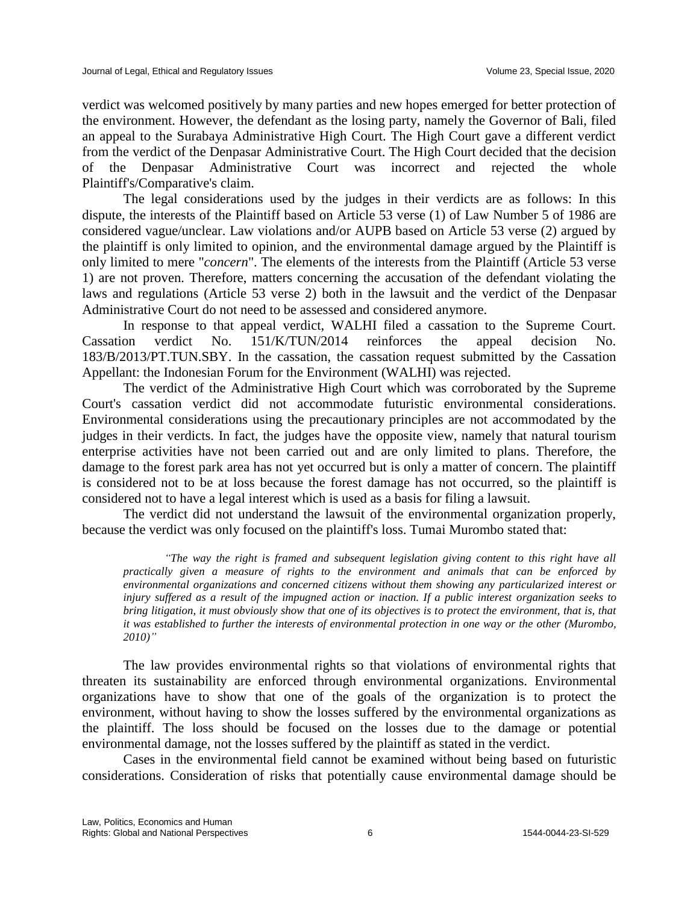verdict was welcomed positively by many parties and new hopes emerged for better protection of the environment. However, the defendant as the losing party, namely the Governor of Bali, filed an appeal to the Surabaya Administrative High Court. The High Court gave a different verdict from the verdict of the Denpasar Administrative Court. The High Court decided that the decision of the Denpasar Administrative Court was incorrect and rejected the whole Plaintiff's/Comparative's claim.

The legal considerations used by the judges in their verdicts are as follows: In this dispute, the interests of the Plaintiff based on Article 53 verse (1) of Law Number 5 of 1986 are considered vague/unclear. Law violations and/or AUPB based on Article 53 verse (2) argued by the plaintiff is only limited to opinion, and the environmental damage argued by the Plaintiff is only limited to mere "*concern*". The elements of the interests from the Plaintiff (Article 53 verse 1) are not proven. Therefore, matters concerning the accusation of the defendant violating the laws and regulations (Article 53 verse 2) both in the lawsuit and the verdict of the Denpasar Administrative Court do not need to be assessed and considered anymore.

In response to that appeal verdict, WALHI filed a cassation to the Supreme Court. Cassation verdict No. 151/K/TUN/2014 reinforces the appeal decision No. 183/B/2013/PT.TUN.SBY. In the cassation, the cassation request submitted by the Cassation Appellant: the Indonesian Forum for the Environment (WALHI) was rejected.

The verdict of the Administrative High Court which was corroborated by the Supreme Court's cassation verdict did not accommodate futuristic environmental considerations. Environmental considerations using the precautionary principles are not accommodated by the judges in their verdicts. In fact, the judges have the opposite view, namely that natural tourism enterprise activities have not been carried out and are only limited to plans. Therefore, the damage to the forest park area has not yet occurred but is only a matter of concern. The plaintiff is considered not to be at loss because the forest damage has not occurred, so the plaintiff is considered not to have a legal interest which is used as a basis for filing a lawsuit.

The verdict did not understand the lawsuit of the environmental organization properly, because the verdict was only focused on the plaintiff's loss. Tumai Murombo stated that:

> *"The way the right is framed and subsequent legislation giving content to this right have all practically given a measure of rights to the environment and animals that can be enforced by environmental organizations and concerned citizens without them showing any particularized interest or injury suffered as a result of the impugned action or inaction. If a public interest organization seeks to bring litigation, it must obviously show that one of its objectives is to protect the environment, that is, that it was established to further the interests of environmental protection in one way or the other (Murombo, 2010)"*

The law provides environmental rights so that violations of environmental rights that threaten its sustainability are enforced through environmental organizations. Environmental organizations have to show that one of the goals of the organization is to protect the environment, without having to show the losses suffered by the environmental organizations as the plaintiff. The loss should be focused on the losses due to the damage or potential environmental damage, not the losses suffered by the plaintiff as stated in the verdict.

Cases in the environmental field cannot be examined without being based on futuristic considerations. Consideration of risks that potentially cause environmental damage should be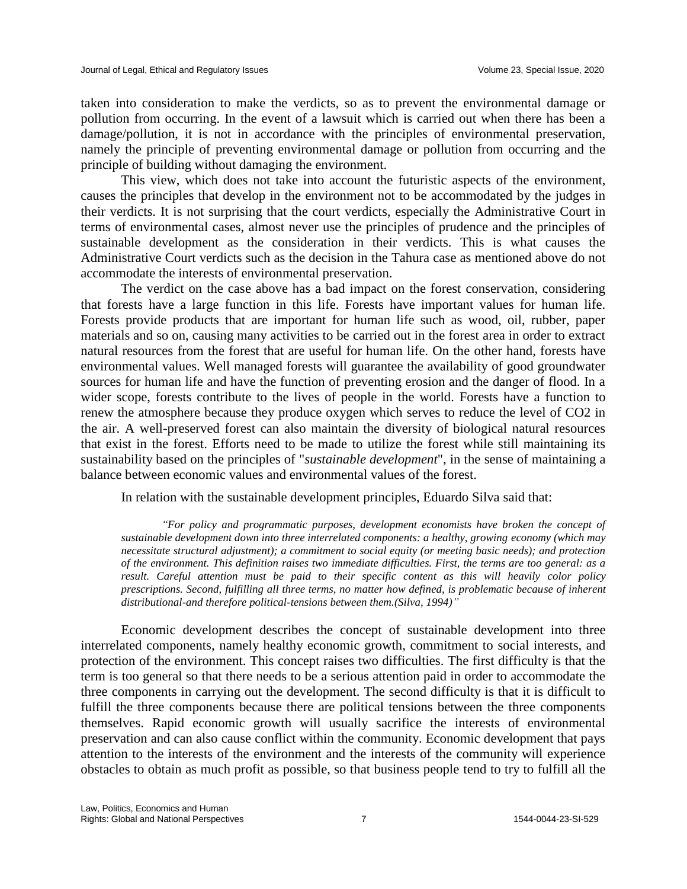taken into consideration to make the verdicts, so as to prevent the environmental damage or pollution from occurring. In the event of a lawsuit which is carried out when there has been a damage/pollution, it is not in accordance with the principles of environmental preservation, namely the principle of preventing environmental damage or pollution from occurring and the principle of building without damaging the environment.

This view, which does not take into account the futuristic aspects of the environment, causes the principles that develop in the environment not to be accommodated by the judges in their verdicts. It is not surprising that the court verdicts, especially the Administrative Court in terms of environmental cases, almost never use the principles of prudence and the principles of sustainable development as the consideration in their verdicts. This is what causes the Administrative Court verdicts such as the decision in the Tahura case as mentioned above do not accommodate the interests of environmental preservation.

The verdict on the case above has a bad impact on the forest conservation, considering that forests have a large function in this life. Forests have important values for human life. Forests provide products that are important for human life such as wood, oil, rubber, paper materials and so on, causing many activities to be carried out in the forest area in order to extract natural resources from the forest that are useful for human life. On the other hand, forests have environmental values. Well managed forests will guarantee the availability of good groundwater sources for human life and have the function of preventing erosion and the danger of flood. In a wider scope, forests contribute to the lives of people in the world. Forests have a function to renew the atmosphere because they produce oxygen which serves to reduce the level of $CO_2$ in the air. A well-preserved forest can also maintain the diversity of biological natural resources that exist in the forest. Efforts need to be made to utilize the forest while still maintaining its sustainability based on the principles of "*sustainable development*", in the sense of maintaining a balance between economic values and environmental values of the forest.

In relation with the sustainable development principles, Eduardo Silva said that:

> *"For policy and programmatic purposes, development economists have broken the concept of sustainable development down into three interrelated components: a healthy, growing economy (which may necessitate structural adjustment); a commitment to social equity (or meeting basic needs); and protection of the environment. This definition raises two immediate difficulties. First, the terms are too general: as a result. Careful attention must be paid to their specific content as this will heavily color policy prescriptions. Second, fulfilling all three terms, no matter how defined, is problematic because of inherent distributional-and therefore political-tensions between them.(Silva, 1994)"*

Economic development describes the concept of sustainable development into three interrelated components, namely healthy economic growth, commitment to social interests, and protection of the environment. This concept raises two difficulties. The first difficulty is that the term is too general so that there needs to be a serious attention paid in order to accommodate the three components in carrying out the development. The second difficulty is that it is difficult to fulfill the three components because there are political tensions between the three components themselves. Rapid economic growth will usually sacrifice the interests of environmental preservation and can also cause conflict within the community. Economic development that pays attention to the interests of the environment and the interests of the community will experience obstacles to obtain as much profit as possible, so that business people tend to try to fulfill all the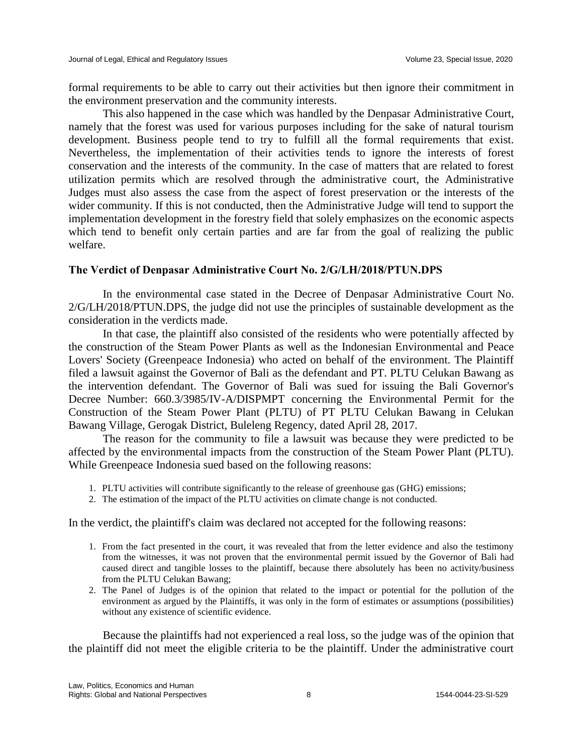formal requirements to be able to carry out their activities but then ignore their commitment in the environment preservation and the community interests.

This also happened in the case which was handled by the Denpasar Administrative Court, namely that the forest was used for various purposes including for the sake of natural tourism development. Business people tend to try to fulfill all the formal requirements that exist. Nevertheless, the implementation of their activities tends to ignore the interests of forest conservation and the interests of the community. In the case of matters that are related to forest utilization permits which are resolved through the administrative court, the Administrative Judges must also assess the case from the aspect of forest preservation or the interests of the wider community. If this is not conducted, then the Administrative Judge will tend to support the implementation development in the forestry field that solely emphasizes on the economic aspects which tend to benefit only certain parties and are far from the goal of realizing the public welfare.

## The Verdict of Denpasar Administrative Court No. 2/G/LH/2018/PTUN.DPS

In the environmental case stated in the Decree of Denpasar Administrative Court No. 2/G/LH/2018/PTUN.DPS, the judge did not use the principles of sustainable development as the consideration in the verdicts made.

In that case, the plaintiff also consisted of the residents who were potentially affected by the construction of the Steam Power Plants as well as the Indonesian Environmental and Peace Lovers' Society (Greenpeace Indonesia) who acted on behalf of the environment. The Plaintiff filed a lawsuit against the Governor of Bali as the defendant and PT. PLTU Celukan Bawang as the intervention defendant. The Governor of Bali was sued for issuing the Bali Governor's Decree Number: 660.3/3985/IV-A/DISPMPT concerning the Environmental Permit for the Construction of the Steam Power Plant (PLTU) of PT PLTU Celukan Bawang in Celukan Bawang Village, Gerogak District, Buleleng Regency, dated April 28, 2017.

The reason for the community to file a lawsuit was because they were predicted to be affected by the environmental impacts from the construction of the Steam Power Plant (PLTU). While Greenpeace Indonesia sued based on the following reasons:

1. PLTU activities will contribute significantly to the release of greenhouse gas (GHG) emissions;
2. The estimation of the impact of the PLTU activities on climate change is not conducted.

In the verdict, the plaintiff's claim was declared not accepted for the following reasons:

1. From the fact presented in the court, it was revealed that from the letter evidence and also the testimony from the witnesses, it was not proven that the environmental permit issued by the Governor of Bali had caused direct and tangible losses to the plaintiff, because there absolutely has been no activity/business from the PLTU Celukan Bawang;
2. The Panel of Judges is of the opinion that related to the impact or potential for the pollution of the environment as argued by the Plaintiffs, it was only in the form of estimates or assumptions (possibilities) without any existence of scientific evidence.

Because the plaintiffs had not experienced a real loss, so the judge was of the opinion that the plaintiff did not meet the eligible criteria to be the plaintiff. Under the administrative court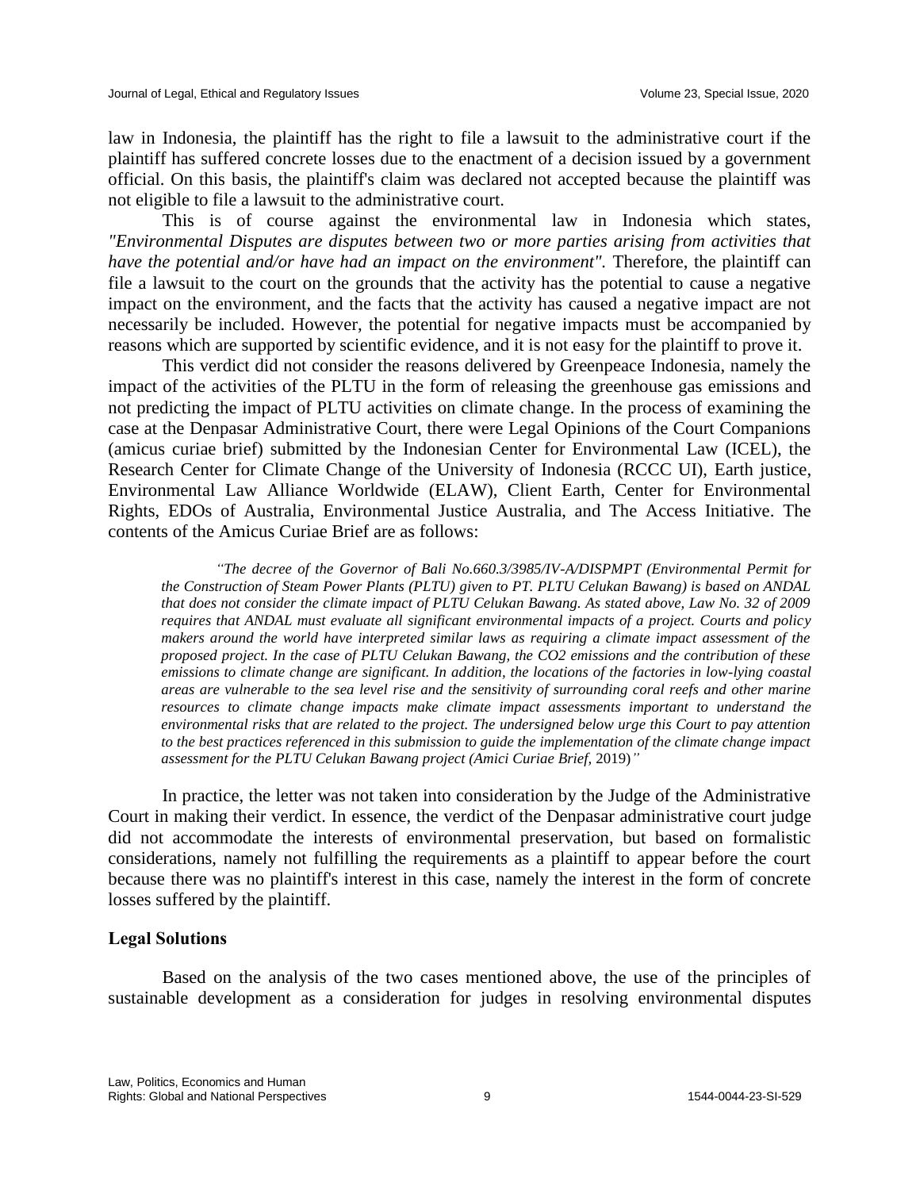law in Indonesia, the plaintiff has the right to file a lawsuit to the administrative court if the plaintiff has suffered concrete losses due to the enactment of a decision issued by a government official. On this basis, the plaintiff's claim was declared not accepted because the plaintiff was not eligible to file a lawsuit to the administrative court.

This is of course against the environmental law in Indonesia which states, *"Environmental Disputes are disputes between two or more parties arising from activities that have the potential and/or have had an impact on the environment".* Therefore, the plaintiff can file a lawsuit to the court on the grounds that the activity has the potential to cause a negative impact on the environment, and the facts that the activity has caused a negative impact are not necessarily be included. However, the potential for negative impacts must be accompanied by reasons which are supported by scientific evidence, and it is not easy for the plaintiff to prove it.

This verdict did not consider the reasons delivered by Greenpeace Indonesia, namely the impact of the activities of the PLTU in the form of releasing the greenhouse gas emissions and not predicting the impact of PLTU activities on climate change. In the process of examining the case at the Denpasar Administrative Court, there were Legal Opinions of the Court Companions (amicus curiae brief) submitted by the Indonesian Center for Environmental Law (ICEL), the Research Center for Climate Change of the University of Indonesia (RCCC UI), Earth justice, Environmental Law Alliance Worldwide (ELAW), Client Earth, Center for Environmental Rights, EDOs of Australia, Environmental Justice Australia, and The Access Initiative. The contents of the Amicus Curiae Brief are as follows:

> *"The decree of the Governor of Bali No.660.3/3985/IV-A/DISPMPT (Environmental Permit for the Construction of Steam Power Plants (PLTU) given to PT. PLTU Celukan Bawang) is based on ANDAL that does not consider the climate impact of PLTU Celukan Bawang. As stated above, Law No. 32 of 2009 requires that ANDAL must evaluate all significant environmental impacts of a project. Courts and policy makers around the world have interpreted similar laws as requiring a climate impact assessment of the proposed project. In the case of PLTU Celukan Bawang, the CO2 emissions and the contribution of these emissions to climate change are significant. In addition, the locations of the factories in low-lying coastal areas are vulnerable to the sea level rise and the sensitivity of surrounding coral reefs and other marine resources to climate change impacts make climate impact assessments important to understand the environmental risks that are related to the project. The undersigned below urge this Court to pay attention to the best practices referenced in this submission to guide the implementation of the climate change impact assessment for the PLTU Celukan Bawang project (Amici Curiae Brief,* 2019)*"*

In practice, the letter was not taken into consideration by the Judge of the Administrative Court in making their verdict. In essence, the verdict of the Denpasar administrative court judge did not accommodate the interests of environmental preservation, but based on formalistic considerations, namely not fulfilling the requirements as a plaintiff to appear before the court because there was no plaintiff's interest in this case, namely the interest in the form of concrete losses suffered by the plaintiff.

### Legal Solutions

Based on the analysis of the two cases mentioned above, the use of the principles of sustainable development as a consideration for judges in resolving environmental disputes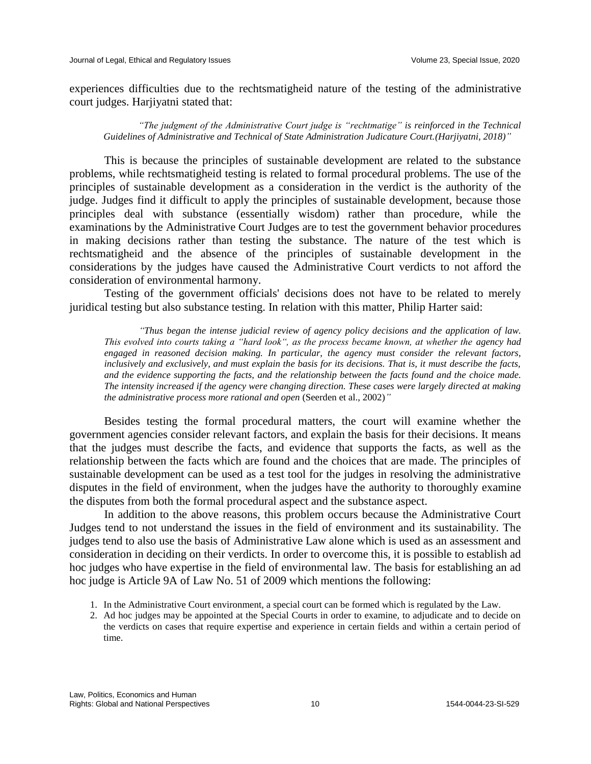experiences difficulties due to the rechtsmatigheid nature of the testing of the administrative court judges. Harjiyatni stated that:

> *"The judgment of the Administrative Court judge is "rechtmatige" is reinforced in the Technical Guidelines of Administrative and Technical of State Administration Judicature Court.(Harjiyatni, 2018)"*

This is because the principles of sustainable development are related to the substance problems, while rechtsmatigheid testing is related to formal procedural problems. The use of the principles of sustainable development as a consideration in the verdict is the authority of the judge. Judges find it difficult to apply the principles of sustainable development, because those principles deal with substance (essentially wisdom) rather than procedure, while the examinations by the Administrative Court Judges are to test the government behavior procedures in making decisions rather than testing the substance. The nature of the test which is rechtsmatigheid and the absence of the principles of sustainable development in the considerations by the judges have caused the Administrative Court verdicts to not afford the consideration of environmental harmony.

Testing of the government officials' decisions does not have to be related to merely juridical testing but also substance testing. In relation with this matter, Philip Harter said:

> *"Thus began the intense judicial review of agency policy decisions and the application of law. This evolved into courts taking a "hard look", as the process became known, at whether the agency had engaged in reasoned decision making. In particular, the agency must consider the relevant factors, inclusively and exclusively, and must explain the basis for its decisions. That is, it must describe the facts, and the evidence supporting the facts, and the relationship between the facts found and the choice made. The intensity increased if the agency were changing direction. These cases were largely directed at making the administrative process more rational and open* (Seerden et al., 2002)*"*

Besides testing the formal procedural matters, the court will examine whether the government agencies consider relevant factors, and explain the basis for their decisions. It means that the judges must describe the facts, and evidence that supports the facts, as well as the relationship between the facts which are found and the choices that are made. The principles of sustainable development can be used as a test tool for the judges in resolving the administrative disputes in the field of environment, when the judges have the authority to thoroughly examine the disputes from both the formal procedural aspect and the substance aspect.

In addition to the above reasons, this problem occurs because the Administrative Court Judges tend to not understand the issues in the field of environment and its sustainability. The judges tend to also use the basis of Administrative Law alone which is used as an assessment and consideration in deciding on their verdicts. In order to overcome this, it is possible to establish ad hoc judges who have expertise in the field of environmental law. The basis for establishing an ad hoc judge is Article 9A of Law No. 51 of 2009 which mentions the following:

1. In the Administrative Court environment, a special court can be formed which is regulated by the Law.
2. Ad hoc judges may be appointed at the Special Courts in order to examine, to adjudicate and to decide on the verdicts on cases that require expertise and experience in certain fields and within a certain period of time.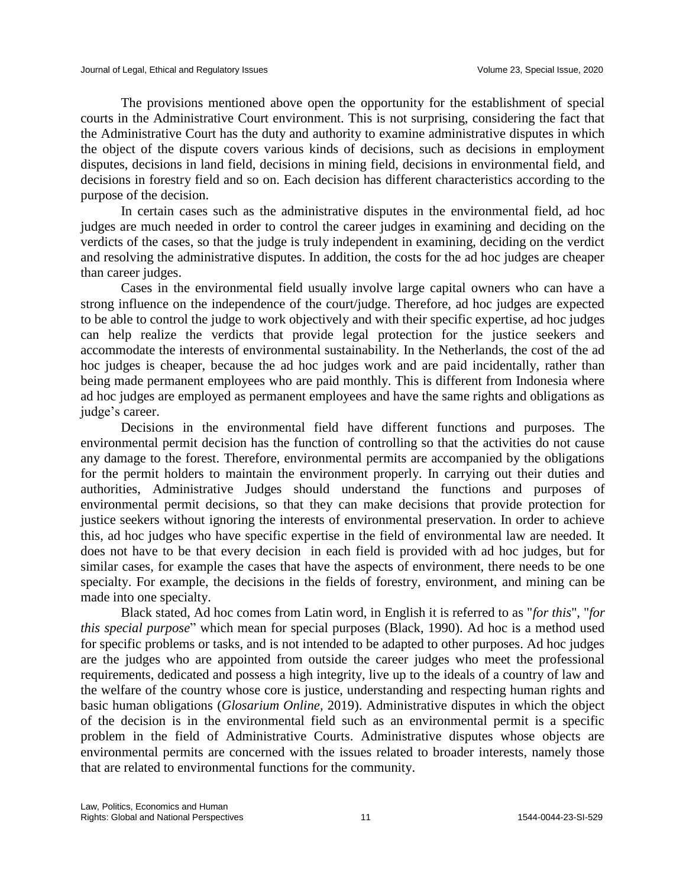The provisions mentioned above open the opportunity for the establishment of special courts in the Administrative Court environment. This is not surprising, considering the fact that the Administrative Court has the duty and authority to examine administrative disputes in which the object of the dispute covers various kinds of decisions, such as decisions in employment disputes, decisions in land field, decisions in mining field, decisions in environmental field, and decisions in forestry field and so on. Each decision has different characteristics according to the purpose of the decision.

In certain cases such as the administrative disputes in the environmental field, ad hoc judges are much needed in order to control the career judges in examining and deciding on the verdicts of the cases, so that the judge is truly independent in examining, deciding on the verdict and resolving the administrative disputes. In addition, the costs for the ad hoc judges are cheaper than career judges.

Cases in the environmental field usually involve large capital owners who can have a strong influence on the independence of the court/judge. Therefore, ad hoc judges are expected to be able to control the judge to work objectively and with their specific expertise, ad hoc judges can help realize the verdicts that provide legal protection for the justice seekers and accommodate the interests of environmental sustainability. In the Netherlands, the cost of the ad hoc judges is cheaper, because the ad hoc judges work and are paid incidentally, rather than being made permanent employees who are paid monthly. This is different from Indonesia where ad hoc judges are employed as permanent employees and have the same rights and obligations as judge's career.

Decisions in the environmental field have different functions and purposes. The environmental permit decision has the function of controlling so that the activities do not cause any damage to the forest. Therefore, environmental permits are accompanied by the obligations for the permit holders to maintain the environment properly. In carrying out their duties and authorities, Administrative Judges should understand the functions and purposes of environmental permit decisions, so that they can make decisions that provide protection for justice seekers without ignoring the interests of environmental preservation. In order to achieve this, ad hoc judges who have specific expertise in the field of environmental law are needed. It does not have to be that every decision in each field is provided with ad hoc judges, but for similar cases, for example the cases that have the aspects of environment, there needs to be one specialty. For example, the decisions in the fields of forestry, environment, and mining can be made into one specialty.

Black stated, Ad hoc comes from Latin word, in English it is referred to as "*for this*", "*for this special purpose*" which mean for special purposes (Black, 1990). Ad hoc is a method used for specific problems or tasks, and is not intended to be adapted to other purposes. Ad hoc judges are the judges who are appointed from outside the career judges who meet the professional requirements, dedicated and possess a high integrity, live up to the ideals of a country of law and the welfare of the country whose core is justice, understanding and respecting human rights and basic human obligations (*Glosarium Online*, 2019). Administrative disputes in which the object of the decision is in the environmental field such as an environmental permit is a specific problem in the field of Administrative Courts. Administrative disputes whose objects are environmental permits are concerned with the issues related to broader interests, namely those that are related to environmental functions for the community.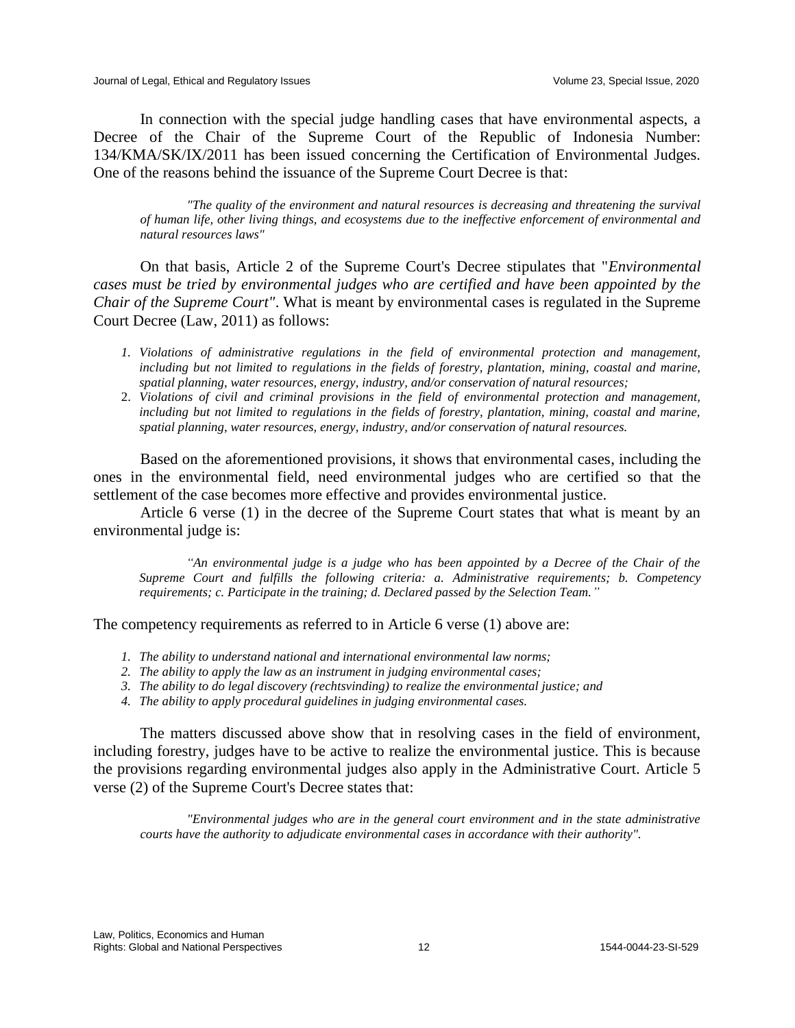In connection with the special judge handling cases that have environmental aspects, a Decree of the Chair of the Supreme Court of the Republic of Indonesia Number: 134/KMA/SK/IX/2011 has been issued concerning the Certification of Environmental Judges. One of the reasons behind the issuance of the Supreme Court Decree is that:

> *"The quality of the environment and natural resources is decreasing and threatening the survival of human life, other living things, and ecosystems due to the ineffective enforcement of environmental and natural resources laws"*

On that basis, Article 2 of the Supreme Court's Decree stipulates that "*Environmental cases must be tried by environmental judges who are certified and have been appointed by the Chair of the Supreme Court"*. What is meant by environmental cases is regulated in the Supreme Court Decree (Law, 2011) as follows:

1. *Violations of administrative regulations in the field of environmental protection and management, including but not limited to regulations in the fields of forestry, plantation, mining, coastal and marine, spatial planning, water resources, energy, industry, and/or conservation of natural resources;*
2. *Violations of civil and criminal provisions in the field of environmental protection and management, including but not limited to regulations in the fields of forestry, plantation, mining, coastal and marine, spatial planning, water resources, energy, industry, and/or conservation of natural resources.*

Based on the aforementioned provisions, it shows that environmental cases, including the ones in the environmental field, need environmental judges who are certified so that the settlement of the case becomes more effective and provides environmental justice.

Article 6 verse (1) in the decree of the Supreme Court states that what is meant by an environmental judge is:

> *"An environmental judge is a judge who has been appointed by a Decree of the Chair of the Supreme Court and fulfills the following criteria: a. Administrative requirements; b. Competency requirements; c. Participate in the training; d. Declared passed by the Selection Team."*

The competency requirements as referred to in Article 6 verse (1) above are:

1. *The ability to understand national and international environmental law norms;*
2. *The ability to apply the law as an instrument in judging environmental cases;*
3. *The ability to do legal discovery (rechtsvinding) to realize the environmental justice; and*
4. *The ability to apply procedural guidelines in judging environmental cases.*

The matters discussed above show that in resolving cases in the field of environment, including forestry, judges have to be active to realize the environmental justice. This is because the provisions regarding environmental judges also apply in the Administrative Court. Article 5 verse (2) of the Supreme Court's Decree states that:

> *"Environmental judges who are in the general court environment and in the state administrative courts have the authority to adjudicate environmental cases in accordance with their authority".*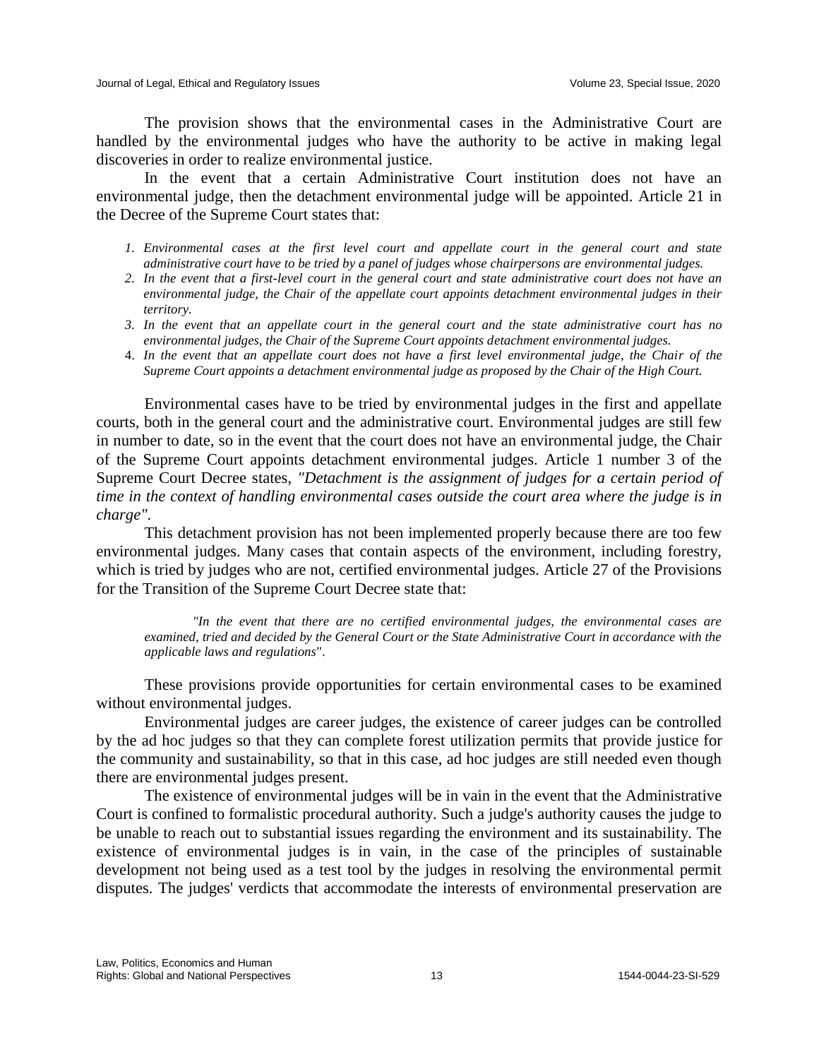The provision shows that the environmental cases in the Administrative Court are handled by the environmental judges who have the authority to be active in making legal discoveries in order to realize environmental justice.

In the event that a certain Administrative Court institution does not have an environmental judge, then the detachment environmental judge will be appointed. Article 21 in the Decree of the Supreme Court states that:

1. *Environmental cases at the first level court and appellate court in the general court and state administrative court have to be tried by a panel of judges whose chairpersons are environmental judges.*
2. *In the event that a first-level court in the general court and state administrative court does not have an environmental judge, the Chair of the appellate court appoints detachment environmental judges in their territory.*
3. *In the event that an appellate court in the general court and the state administrative court has no environmental judges, the Chair of the Supreme Court appoints detachment environmental judges.*
4. *In the event that an appellate court does not have a first level environmental judge, the Chair of the Supreme Court appoints a detachment environmental judge as proposed by the Chair of the High Court.*

Environmental cases have to be tried by environmental judges in the first and appellate courts, both in the general court and the administrative court. Environmental judges are still few in number to date, so in the event that the court does not have an environmental judge, the Chair of the Supreme Court appoints detachment environmental judges. Article 1 number 3 of the Supreme Court Decree states, *"Detachment is the assignment of judges for a certain period of time in the context of handling environmental cases outside the court area where the judge is in charge"*.

This detachment provision has not been implemented properly because there are too few environmental judges. Many cases that contain aspects of the environment, including forestry, which is tried by judges who are not, certified environmental judges. Article 27 of the Provisions for the Transition of the Supreme Court Decree state that:

> *"In the event that there are no certified environmental judges, the environmental cases are examined, tried and decided by the General Court or the State Administrative Court in accordance with the applicable laws and regulations*".

These provisions provide opportunities for certain environmental cases to be examined without environmental judges.

Environmental judges are career judges, the existence of career judges can be controlled by the ad hoc judges so that they can complete forest utilization permits that provide justice for the community and sustainability, so that in this case, ad hoc judges are still needed even though there are environmental judges present.

The existence of environmental judges will be in vain in the event that the Administrative Court is confined to formalistic procedural authority. Such a judge's authority causes the judge to be unable to reach out to substantial issues regarding the environment and its sustainability. The existence of environmental judges is in vain, in the case of the principles of sustainable development not being used as a test tool by the judges in resolving the environmental permit disputes. The judges' verdicts that accommodate the interests of environmental preservation are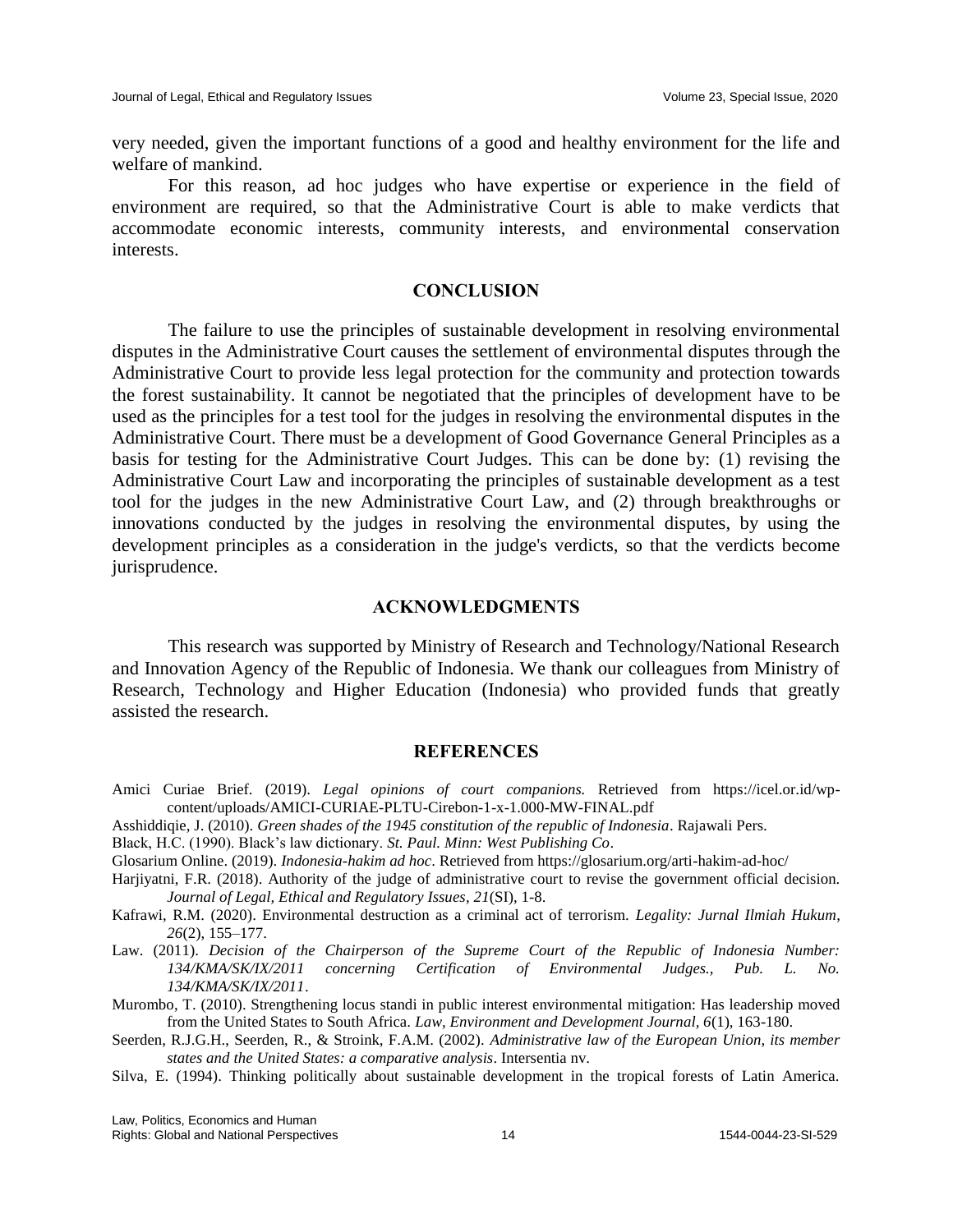very needed, given the important functions of a good and healthy environment for the life and welfare of mankind.

For this reason, ad hoc judges who have expertise or experience in the field of environment are required, so that the Administrative Court is able to make verdicts that accommodate economic interests, community interests, and environmental conservation interests.

## CONCLUSION

The failure to use the principles of sustainable development in resolving environmental disputes in the Administrative Court causes the settlement of environmental disputes through the Administrative Court to provide less legal protection for the community and protection towards the forest sustainability. It cannot be negotiated that the principles of development have to be used as the principles for a test tool for the judges in resolving the environmental disputes in the Administrative Court. There must be a development of Good Governance General Principles as a basis for testing for the Administrative Court Judges. This can be done by: (1) revising the Administrative Court Law and incorporating the principles of sustainable development as a test tool for the judges in the new Administrative Court Law, and (2) through breakthroughs or innovations conducted by the judges in resolving the environmental disputes, by using the development principles as a consideration in the judge's verdicts, so that the verdicts become jurisprudence.

## ACKNOWLEDGMENTS

This research was supported by Ministry of Research and Technology/National Research and Innovation Agency of the Republic of Indonesia. We thank our colleagues from Ministry of Research, Technology and Higher Education (Indonesia) who provided funds that greatly assisted the research.

## REFERENCES

Amici Curiae Brief. (2019). *Legal opinions of court companions.* Retrieved from https://icel.or.id/wp-content/uploads/AMICI-CURIAE-PLTU-Cirebon-1-x-1.000-MW-FINAL.pdf

Asshiddiqie, J. (2010). *Green shades of the 1945 constitution of the republic of Indonesia*. Rajawali Pers.

Black, H.C. (1990). Black's law dictionary. *St. Paul. Minn: West Publishing Co*.

Glosarium Online. (2019). *Indonesia-hakim ad hoc*. Retrieved from https://glosarium.org/arti-hakim-ad-hoc/

Harjiyatni, F.R. (2018). Authority of the judge of administrative court to revise the government official decision. *Journal of Legal, Ethical and Regulatory Issues*, *21*(SI), 1-8.

Kafrawi, R.M. (2020). Environmental destruction as a criminal act of terrorism. *Legality: Jurnal Ilmiah Hukum*, *26*(2), 155–177.

Law. (2011). *Decision of the Chairperson of the Supreme Court of the Republic of Indonesia Number: 134/KMA/SK/IX/2011 concerning Certification of Environmental Judges., Pub. L. No. 134/KMA/SK/IX/2011*.

Murombo, T. (2010). Strengthening locus standi in public interest environmental mitigation: Has leadership moved from the United States to South Africa. *Law, Environment and Development Journal*, *6*(1), 163-180.

Seerden, R.J.G.H., Seerden, R., & Stroink, F.A.M. (2002). *Administrative law of the European Union, its member states and the United States: a comparative analysis*. Intersentia nv.

Silva, E. (1994). Thinking politically about sustainable development in the tropical forests of Latin America.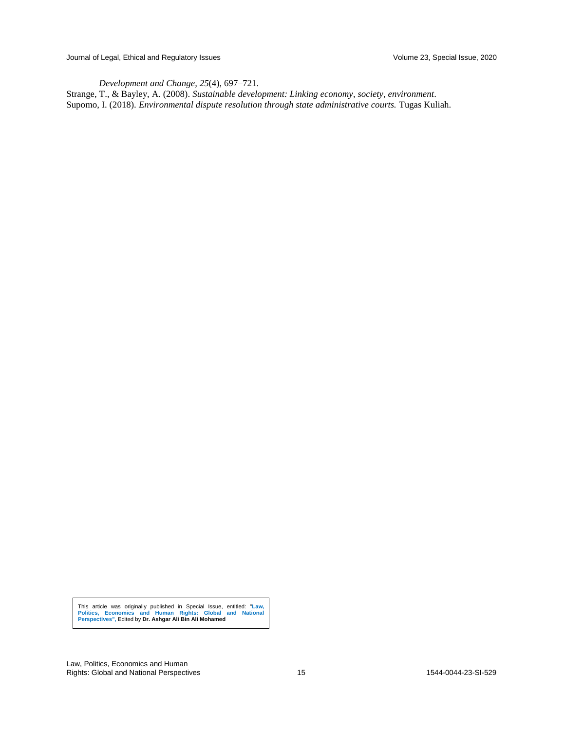*Development and Change, 25*(4), 697–721.

Strange, T., & Bayley, A. (2008). *Sustainable development: Linking economy, society, environment*.

Supomo, I. (2018). *Environmental dispute resolution through state administrative courts.* Tugas Kuliah.

This article was originally published in Special Issue, entitled: "**Law, Politics, Economics and Human Rights: Global and National Perspectives**", Edited by **Dr. Ashgar Ali Bin Ali Mohamed**